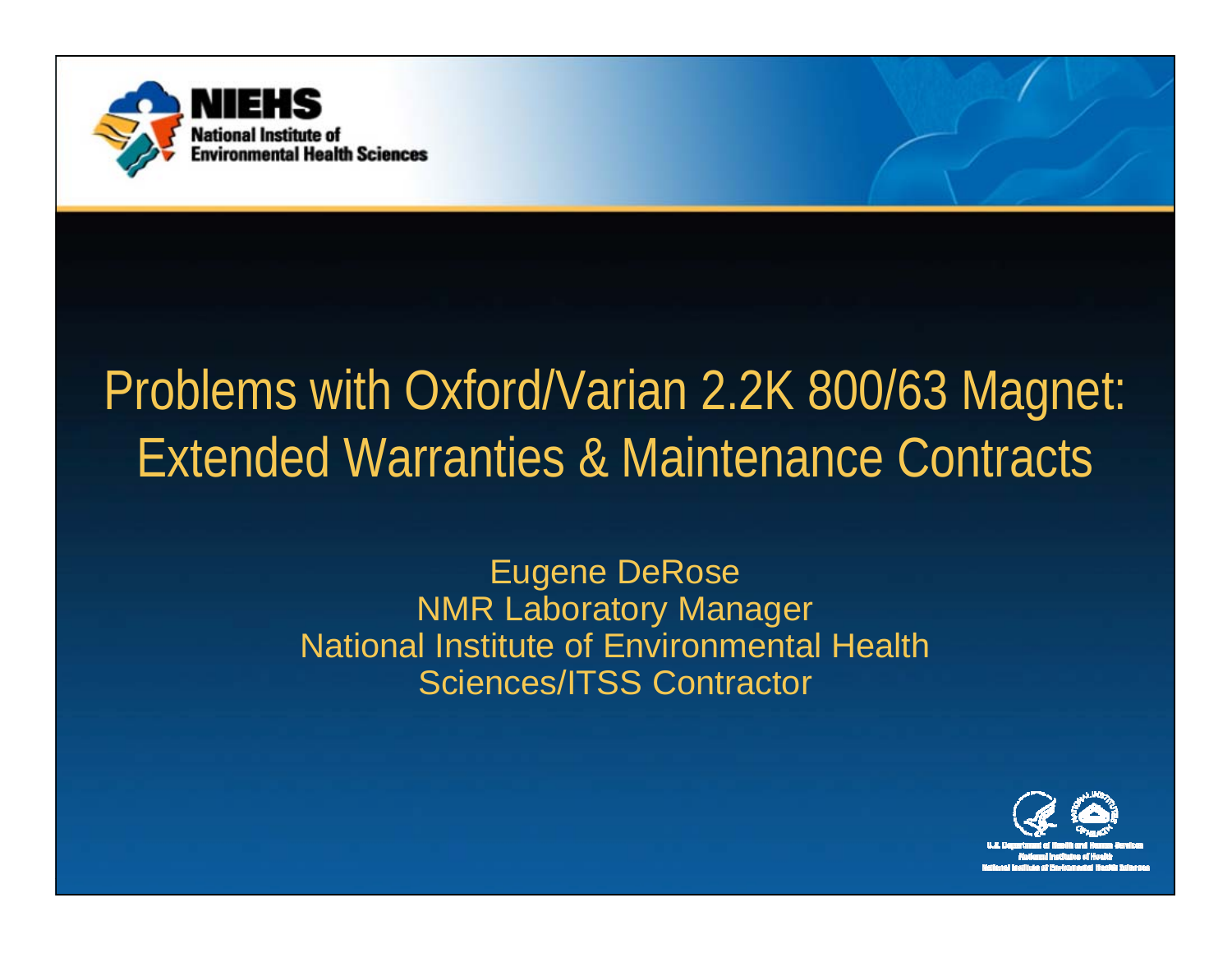NIEHS
National Institute of Environmental Health Sciences

# Problems with Oxford/Varian 2.2K 800/63 Magnet: Extended Warranties & Maintenance Contracts

Eugene DeRose
NMR Laboratory Manager
National Institute of Environmental Health Sciences/ITSS Contractor

U.S. Department of Health and Human Services
National Institutes of Health
National Institute of Environmental Health Sciences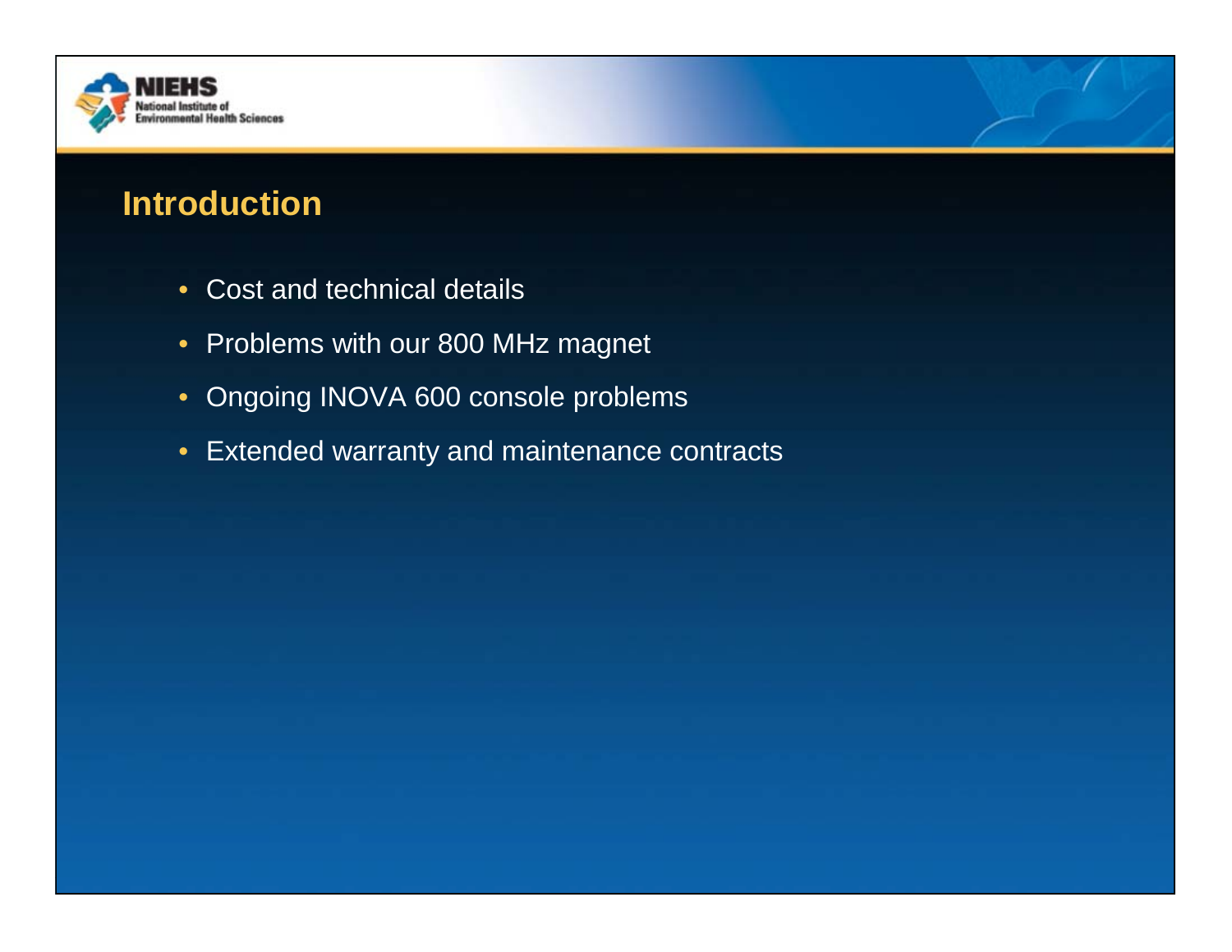# Introduction

- Cost and technical details
- Problems with our 800 MHz magnet
- Ongoing INOVA 600 console problems
- Extended warranty and maintenance contracts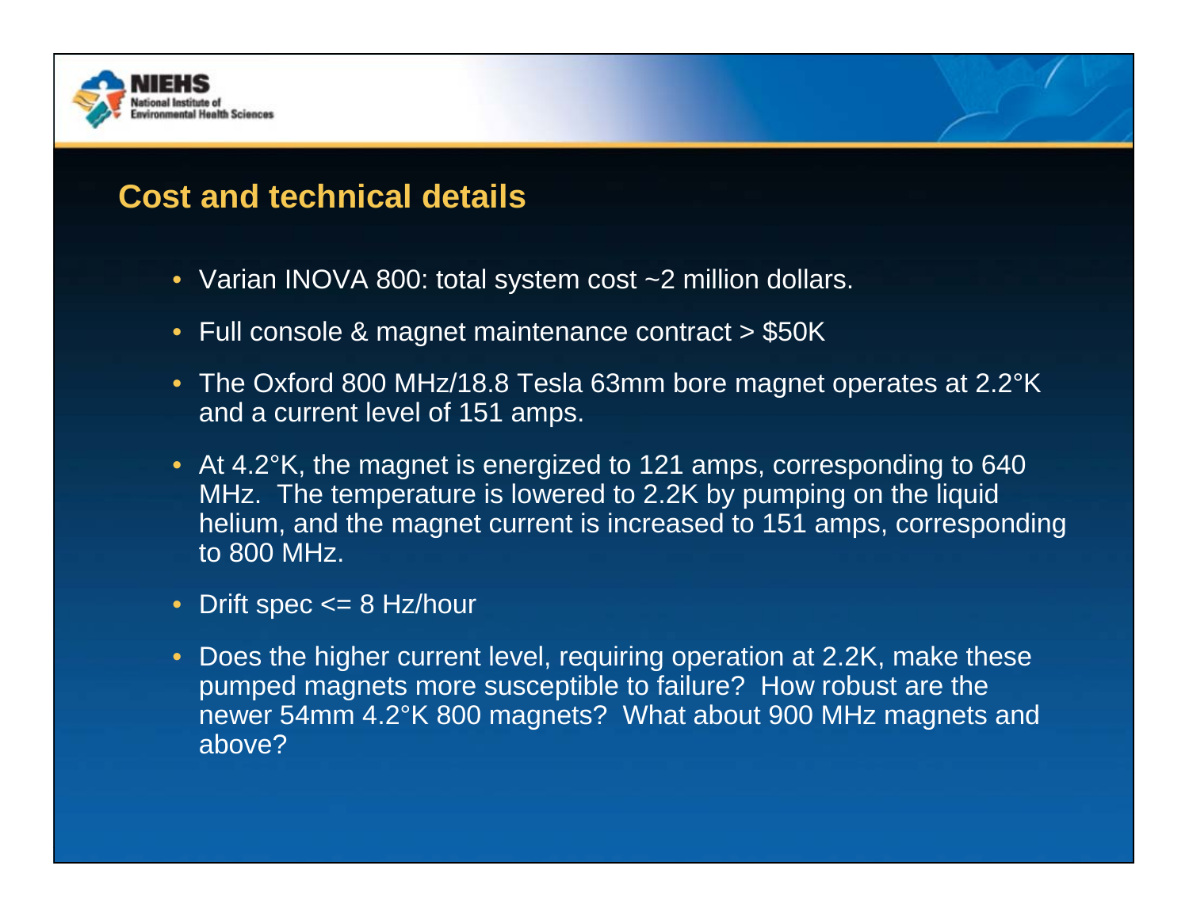## Cost and technical details

- Varian INOVA 800: total system cost ~2 million dollars.
- Full console & magnet maintenance contract > $50K
- The Oxford 800 MHz/18.8 Tesla 63mm bore magnet operates at 2.2°K and a current level of 151 amps.
- At 4.2°K, the magnet is energized to 121 amps, corresponding to 640 MHz. The temperature is lowered to 2.2K by pumping on the liquid helium, and the magnet current is increased to 151 amps, corresponding to 800 MHz.
- Drift spec <= 8 Hz/hour
- Does the higher current level, requiring operation at 2.2K, make these pumped magnets more susceptible to failure? How robust are the newer 54mm 4.2°K 800 magnets? What about 900 MHz magnets and above?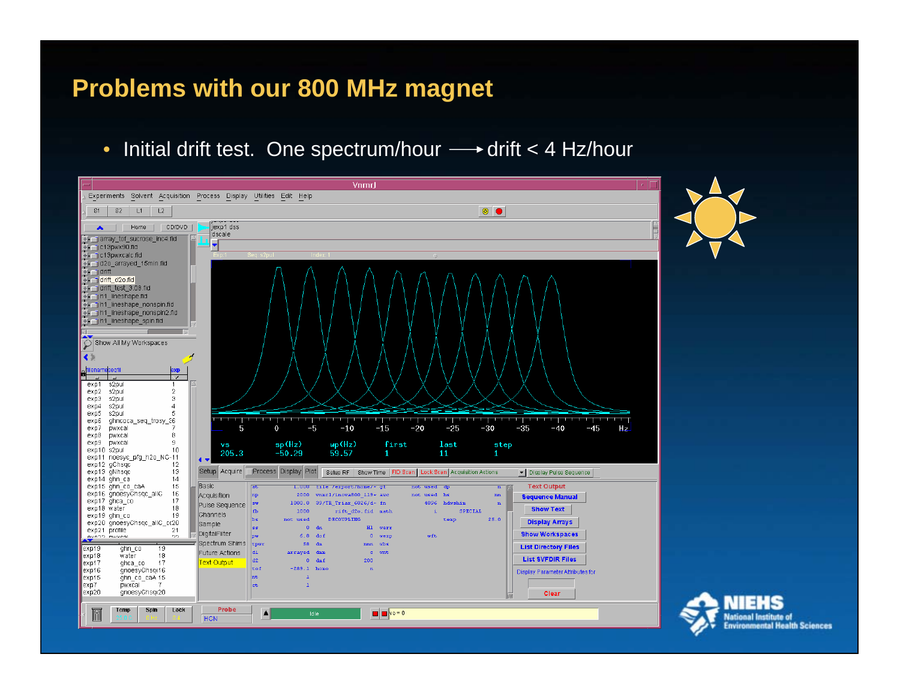# Problems with our 800 MHz magnet

- Initial drift test. One spectrum/hour ⟶ drift < 4 Hz/hour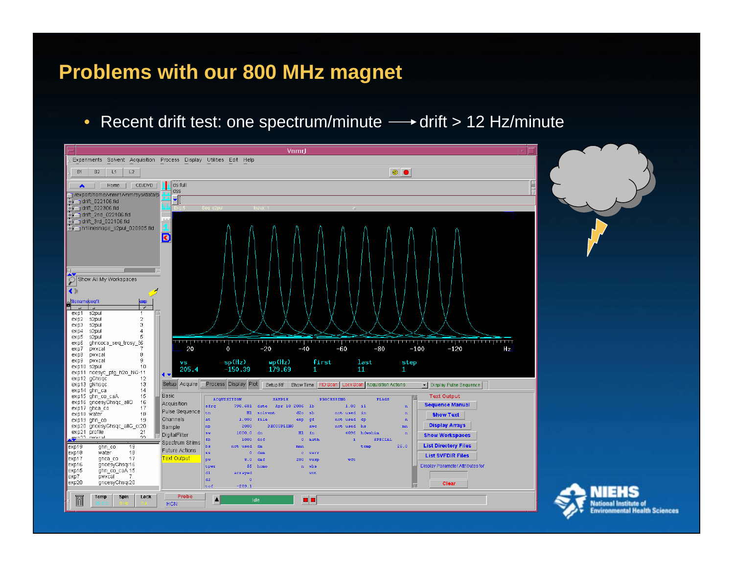# Problems with our 800 MHz magnet

- Recent drift test: one spectrum/minute ⟶ drift > 12 Hz/minute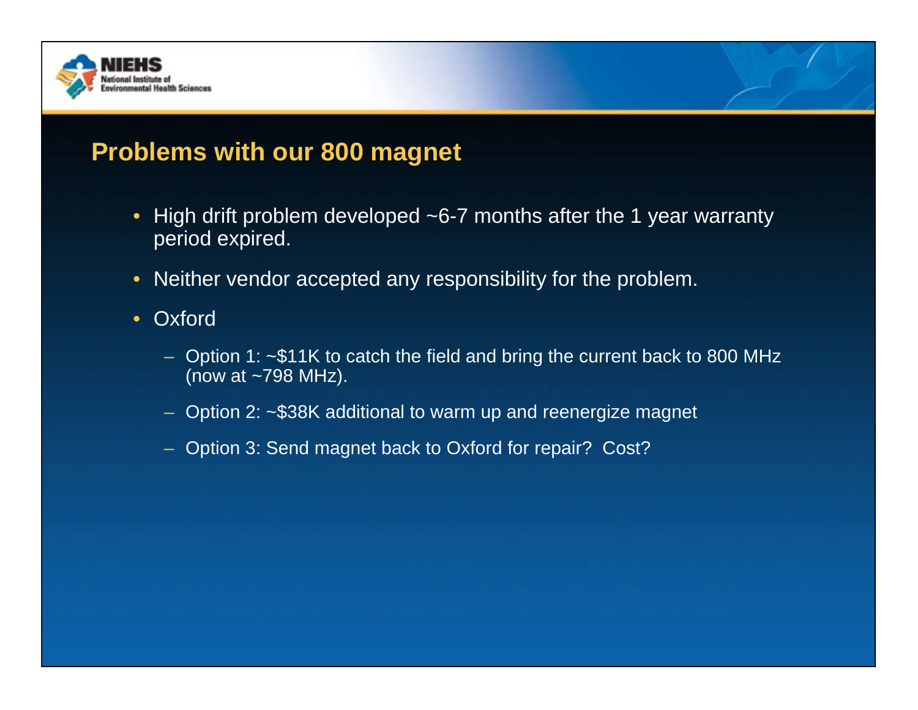## Problems with our 800 magnet

- High drift problem developed ~6-7 months after the 1 year warranty period expired.
- Neither vendor accepted any responsibility for the problem.
- Oxford
  - Option 1: ~$11K to catch the field and bring the current back to 800 MHz (now at ~798 MHz).
  - Option 2: ~$38K additional to warm up and reenergize magnet
  - Option 3: Send magnet back to Oxford for repair? Cost?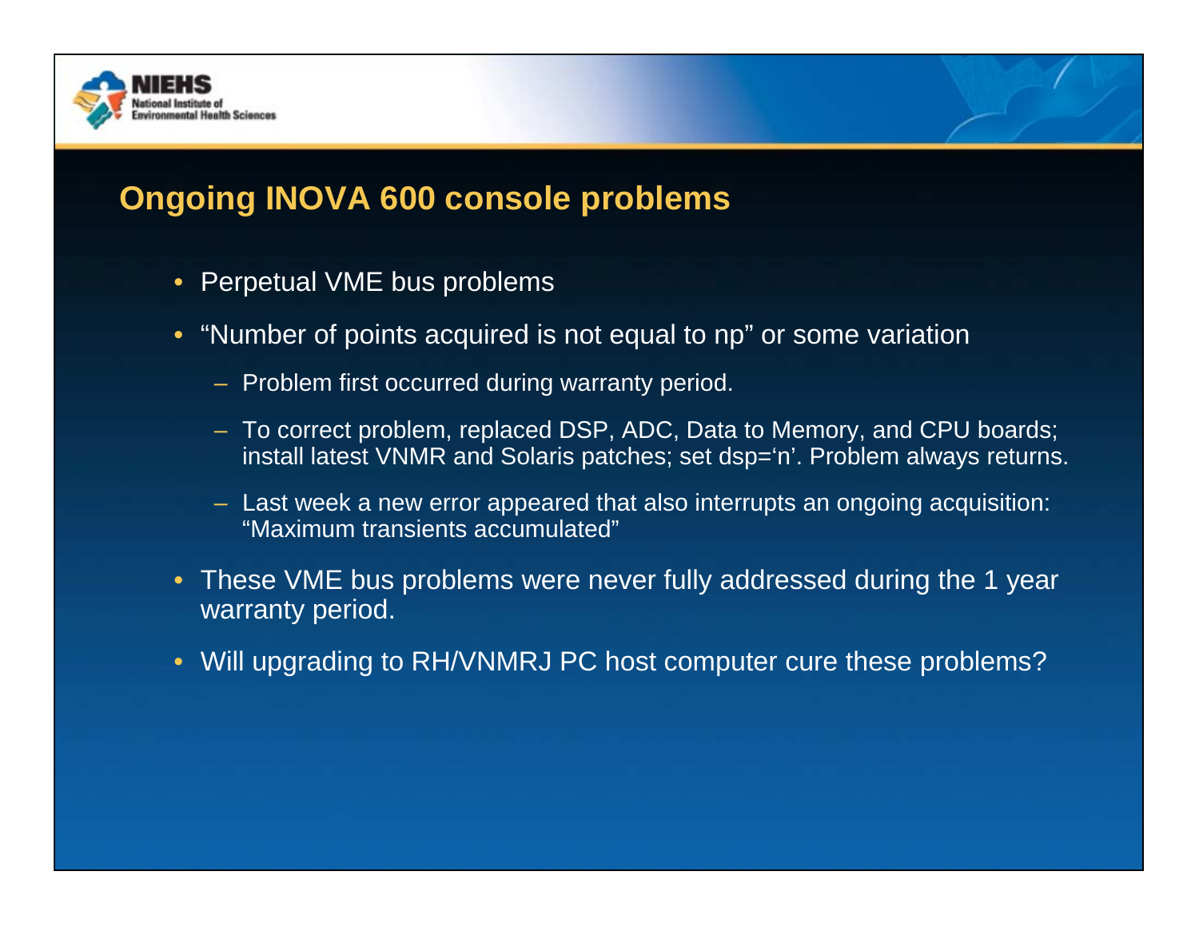## Ongoing INOVA 600 console problems

- Perpetual VME bus problems
- “Number of points acquired is not equal to np” or some variation
  - Problem first occurred during warranty period.
  - To correct problem, replaced DSP, ADC, Data to Memory, and CPU boards; install latest VNMR and Solaris patches; set dsp=‘n’. Problem always returns.
  - Last week a new error appeared that also interrupts an ongoing acquisition: “Maximum transients accumulated”
- These VME bus problems were never fully addressed during the 1 year warranty period.
- Will upgrading to RH/VNMRJ PC host computer cure these problems?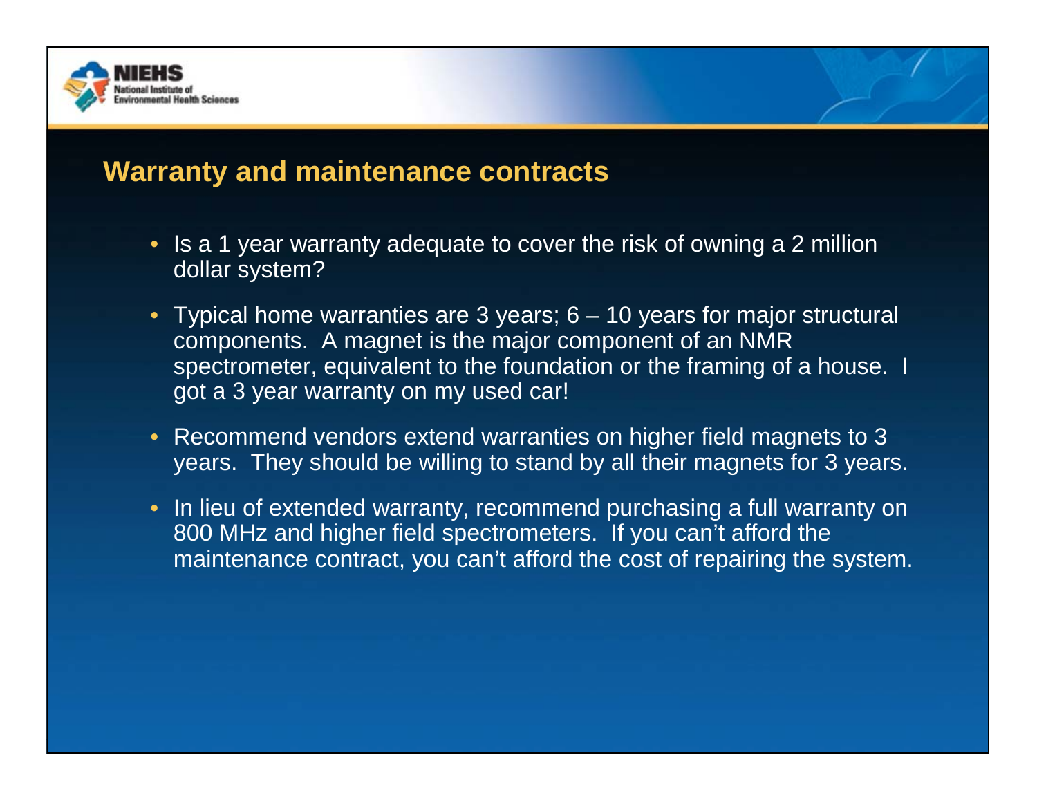## Warranty and maintenance contracts

- Is a 1 year warranty adequate to cover the risk of owning a 2 million dollar system?
- Typical home warranties are 3 years; 6 – 10 years for major structural components. A magnet is the major component of an NMR spectrometer, equivalent to the foundation or the framing of a house. I got a 3 year warranty on my used car!
- Recommend vendors extend warranties on higher field magnets to 3 years. They should be willing to stand by all their magnets for 3 years.
- In lieu of extended warranty, recommend purchasing a full warranty on 800 MHz and higher field spectrometers. If you can't afford the maintenance contract, you can't afford the cost of repairing the system.